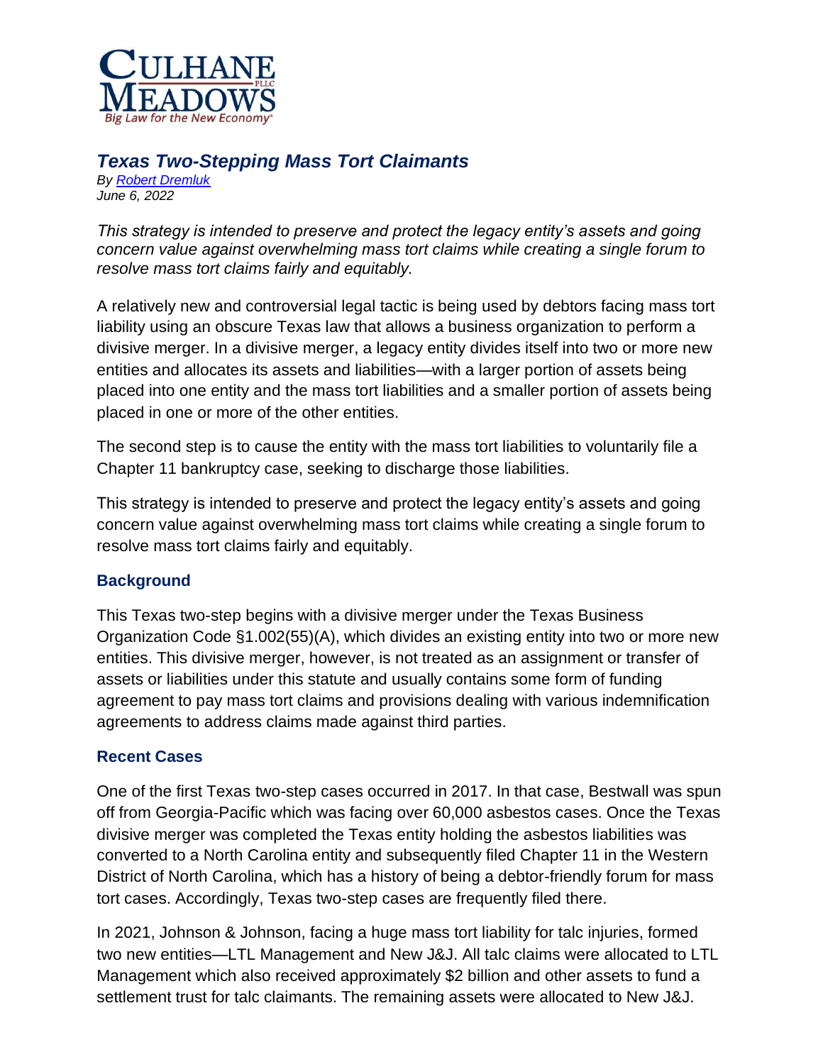Culhane Meadows PLLC
Big Law for the New Economy®

# Texas Two-Stepping Mass Tort Claimants

*By [Robert Dremluk](Robert Dremluk)*
*June 6, 2022*

*This strategy is intended to preserve and protect the legacy entity's assets and going concern value against overwhelming mass tort claims while creating a single forum to resolve mass tort claims fairly and equitably.*

A relatively new and controversial legal tactic is being used by debtors facing mass tort liability using an obscure Texas law that allows a business organization to perform a divisive merger. In a divisive merger, a legacy entity divides itself into two or more new entities and allocates its assets and liabilities—with a larger portion of assets being placed into one entity and the mass tort liabilities and a smaller portion of assets being placed in one or more of the other entities.

The second step is to cause the entity with the mass tort liabilities to voluntarily file a Chapter 11 bankruptcy case, seeking to discharge those liabilities.

This strategy is intended to preserve and protect the legacy entity's assets and going concern value against overwhelming mass tort claims while creating a single forum to resolve mass tort claims fairly and equitably.

## Background

This Texas two-step begins with a divisive merger under the Texas Business Organization Code §1.002(55)(A), which divides an existing entity into two or more new entities. This divisive merger, however, is not treated as an assignment or transfer of assets or liabilities under this statute and usually contains some form of funding agreement to pay mass tort claims and provisions dealing with various indemnification agreements to address claims made against third parties.

## Recent Cases

One of the first Texas two-step cases occurred in 2017. In that case, Bestwall was spun off from Georgia-Pacific which was facing over 60,000 asbestos cases. Once the Texas divisive merger was completed the Texas entity holding the asbestos liabilities was converted to a North Carolina entity and subsequently filed Chapter 11 in the Western District of North Carolina, which has a history of being a debtor-friendly forum for mass tort cases. Accordingly, Texas two-step cases are frequently filed there.

In 2021, Johnson & Johnson, facing a huge mass tort liability for talc injuries, formed two new entities—LTL Management and New J&J. All talc claims were allocated to LTL Management which also received approximately $2 billion and other assets to fund a settlement trust for talc claimants. The remaining assets were allocated to New J&J.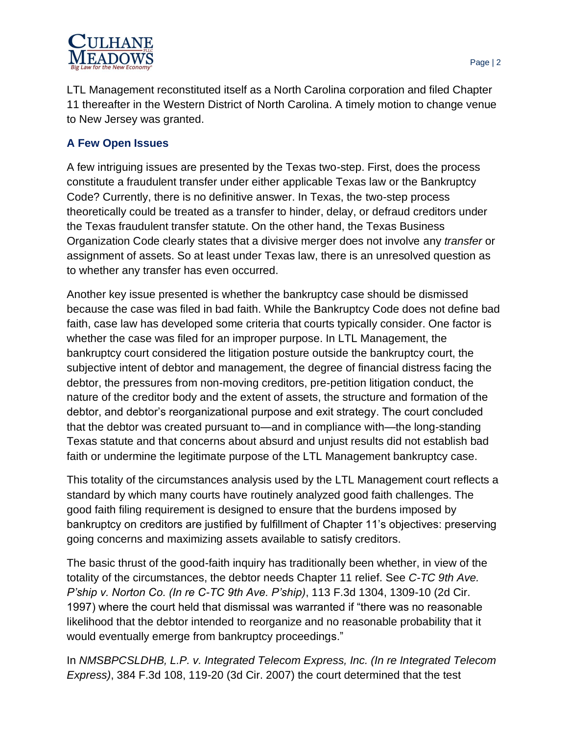LTL Management reconstituted itself as a North Carolina corporation and filed Chapter 11 thereafter in the Western District of North Carolina. A timely motion to change venue to New Jersey was granted.

### A Few Open Issues

A few intriguing issues are presented by the Texas two-step. First, does the process constitute a fraudulent transfer under either applicable Texas law or the Bankruptcy Code? Currently, there is no definitive answer. In Texas, the two-step process theoretically could be treated as a transfer to hinder, delay, or defraud creditors under the Texas fraudulent transfer statute. On the other hand, the Texas Business Organization Code clearly states that a divisive merger does not involve any *transfer* or assignment of assets. So at least under Texas law, there is an unresolved question as to whether any transfer has even occurred.

Another key issue presented is whether the bankruptcy case should be dismissed because the case was filed in bad faith. While the Bankruptcy Code does not define bad faith, case law has developed some criteria that courts typically consider. One factor is whether the case was filed for an improper purpose. In LTL Management, the bankruptcy court considered the litigation posture outside the bankruptcy court, the subjective intent of debtor and management, the degree of financial distress facing the debtor, the pressures from non-moving creditors, pre-petition litigation conduct, the nature of the creditor body and the extent of assets, the structure and formation of the debtor, and debtor's reorganizational purpose and exit strategy. The court concluded that the debtor was created pursuant to—and in compliance with—the long-standing Texas statute and that concerns about absurd and unjust results did not establish bad faith or undermine the legitimate purpose of the LTL Management bankruptcy case.

This totality of the circumstances analysis used by the LTL Management court reflects a standard by which many courts have routinely analyzed good faith challenges. The good faith filing requirement is designed to ensure that the burdens imposed by bankruptcy on creditors are justified by fulfillment of Chapter 11's objectives: preserving going concerns and maximizing assets available to satisfy creditors.

The basic thrust of the good-faith inquiry has traditionally been whether, in view of the totality of the circumstances, the debtor needs Chapter 11 relief. See *C-TC 9th Ave. P'ship v. Norton Co. (In re C-TC 9th Ave. P'ship)*, 113 F.3d 1304, 1309-10 (2d Cir. 1997) where the court held that dismissal was warranted if "there was no reasonable likelihood that the debtor intended to reorganize and no reasonable probability that it would eventually emerge from bankruptcy proceedings."

In *NMSBPCSLDHB, L.P. v. Integrated Telecom Express, Inc. (In re Integrated Telecom Express)*, 384 F.3d 108, 119-20 (3d Cir. 2007) the court determined that the test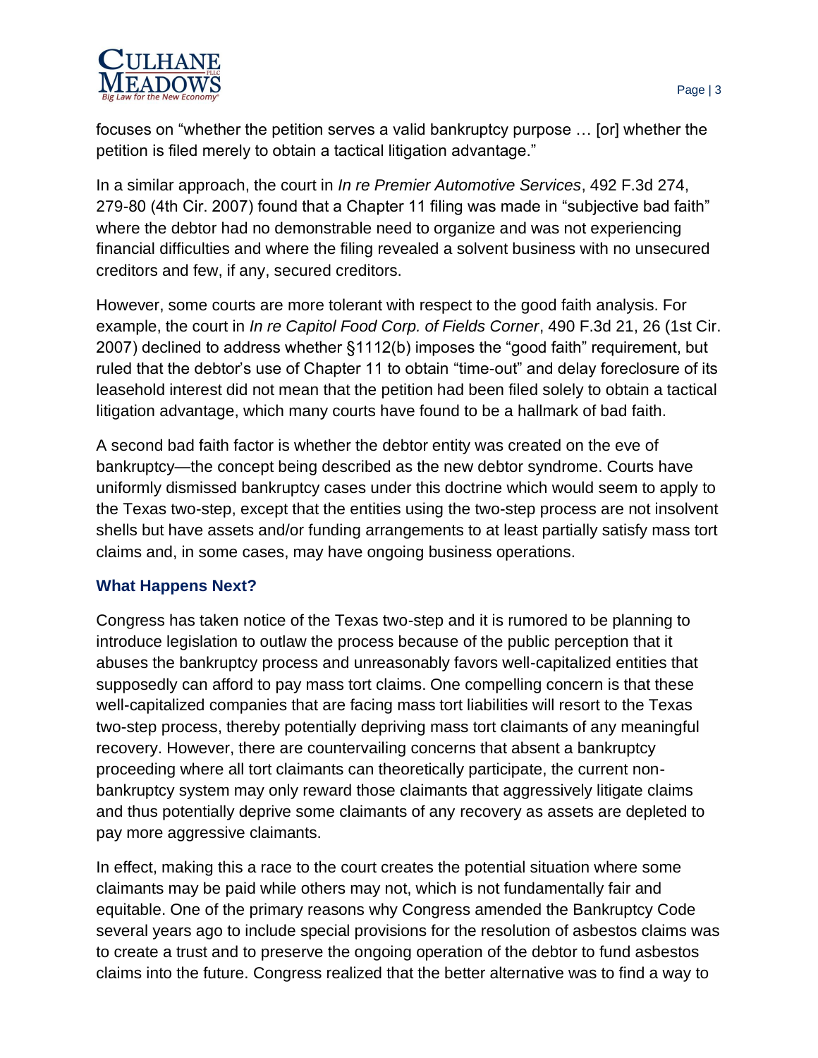focuses on "whether the petition serves a valid bankruptcy purpose … [or] whether the petition is filed merely to obtain a tactical litigation advantage."

In a similar approach, the court in *In re Premier Automotive Services*, 492 F.3d 274, 279-80 (4th Cir. 2007) found that a Chapter 11 filing was made in "subjective bad faith" where the debtor had no demonstrable need to organize and was not experiencing financial difficulties and where the filing revealed a solvent business with no unsecured creditors and few, if any, secured creditors.

However, some courts are more tolerant with respect to the good faith analysis. For example, the court in *In re Capitol Food Corp. of Fields Corner*, 490 F.3d 21, 26 (1st Cir. 2007) declined to address whether §1112(b) imposes the "good faith" requirement, but ruled that the debtor's use of Chapter 11 to obtain "time-out" and delay foreclosure of its leasehold interest did not mean that the petition had been filed solely to obtain a tactical litigation advantage, which many courts have found to be a hallmark of bad faith.

A second bad faith factor is whether the debtor entity was created on the eve of bankruptcy—the concept being described as the new debtor syndrome. Courts have uniformly dismissed bankruptcy cases under this doctrine which would seem to apply to the Texas two-step, except that the entities using the two-step process are not insolvent shells but have assets and/or funding arrangements to at least partially satisfy mass tort claims and, in some cases, may have ongoing business operations.

### What Happens Next?

Congress has taken notice of the Texas two-step and it is rumored to be planning to introduce legislation to outlaw the process because of the public perception that it abuses the bankruptcy process and unreasonably favors well-capitalized entities that supposedly can afford to pay mass tort claims. One compelling concern is that these well-capitalized companies that are facing mass tort liabilities will resort to the Texas two-step process, thereby potentially depriving mass tort claimants of any meaningful recovery. However, there are countervailing concerns that absent a bankruptcy proceeding where all tort claimants can theoretically participate, the current non-bankruptcy system may only reward those claimants that aggressively litigate claims and thus potentially deprive some claimants of any recovery as assets are depleted to pay more aggressive claimants.

In effect, making this a race to the court creates the potential situation where some claimants may be paid while others may not, which is not fundamentally fair and equitable. One of the primary reasons why Congress amended the Bankruptcy Code several years ago to include special provisions for the resolution of asbestos claims was to create a trust and to preserve the ongoing operation of the debtor to fund asbestos claims into the future. Congress realized that the better alternative was to find a way to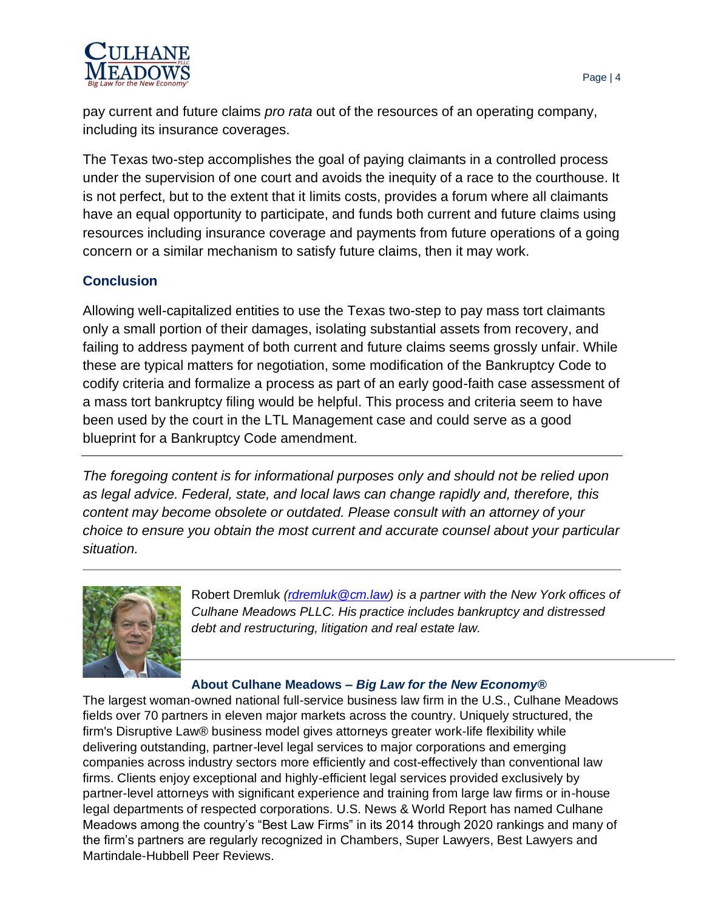pay current and future claims *pro rata* out of the resources of an operating company, including its insurance coverages.

The Texas two-step accomplishes the goal of paying claimants in a controlled process under the supervision of one court and avoids the inequity of a race to the courthouse. It is not perfect, but to the extent that it limits costs, provides a forum where all claimants have an equal opportunity to participate, and funds both current and future claims using resources including insurance coverage and payments from future operations of a going concern or a similar mechanism to satisfy future claims, then it may work.

## Conclusion

Allowing well-capitalized entities to use the Texas two-step to pay mass tort claimants only a small portion of their damages, isolating substantial assets from recovery, and failing to address payment of both current and future claims seems grossly unfair. While these are typical matters for negotiation, some modification of the Bankruptcy Code to codify criteria and formalize a process as part of an early good-faith case assessment of a mass tort bankruptcy filing would be helpful. This process and criteria seem to have been used by the court in the LTL Management case and could serve as a good blueprint for a Bankruptcy Code amendment.

---

*The foregoing content is for informational purposes only and should not be relied upon as legal advice. Federal, state, and local laws can change rapidly and, therefore, this content may become obsolete or outdated. Please consult with an attorney of your choice to ensure you obtain the most current and accurate counsel about your particular situation.*

---

Robert Dremluk *(rdremluk@cm.law) is a partner with the New York offices of Culhane Meadows PLLC. His practice includes bankruptcy and distressed debt and restructuring, litigation and real estate law.*

**About Culhane Meadows – *Big Law for the New Economy®***

The largest woman-owned national full-service business law firm in the U.S., Culhane Meadows fields over 70 partners in eleven major markets across the country. Uniquely structured, the firm's Disruptive Law® business model gives attorneys greater work-life flexibility while delivering outstanding, partner-level legal services to major corporations and emerging companies across industry sectors more efficiently and cost-effectively than conventional law firms. Clients enjoy exceptional and highly-efficient legal services provided exclusively by partner-level attorneys with significant experience and training from large law firms or in-house legal departments of respected corporations. U.S. News & World Report has named Culhane Meadows among the country's "Best Law Firms" in its 2014 through 2020 rankings and many of the firm's partners are regularly recognized in Chambers, Super Lawyers, Best Lawyers and Martindale-Hubbell Peer Reviews.